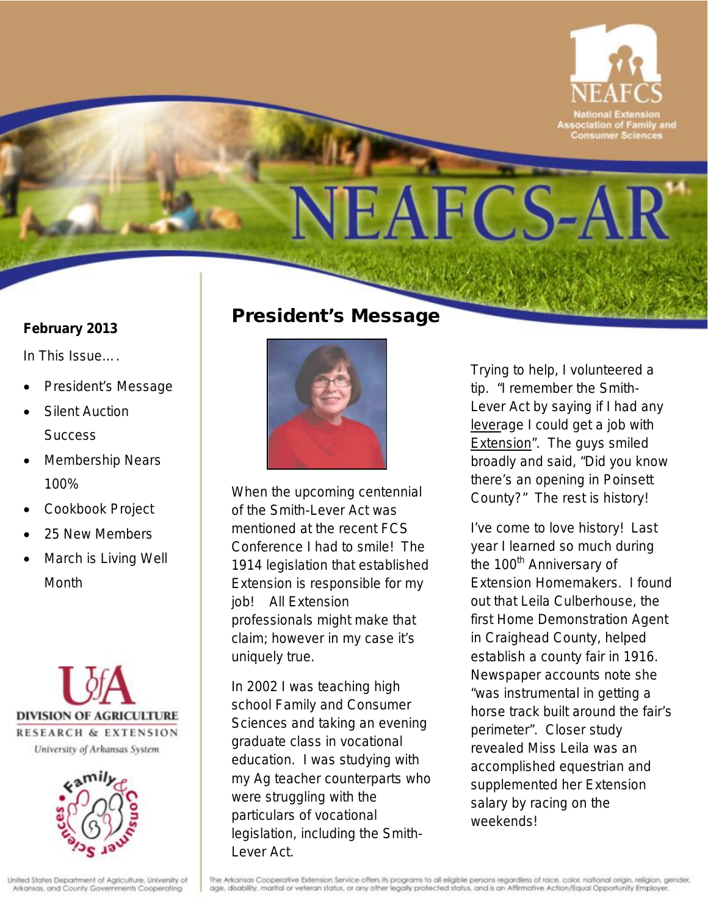# NEAFCS-AR

National Extension Association of Family and Consumer Sciences

**February 2013**

In This Issue….

- President's Message
- Silent Auction Success
- Membership Nears 100%
- Cookbook Project
- 25 New Members
- March is Living Well Month

DIVISION OF AGRICULTURE
RESEARCH & EXTENSION
University of Arkansas System

## President's Message

When the upcoming centennial of the Smith-Lever Act was mentioned at the recent FCS Conference I had to smile! The 1914 legislation that established Extension is responsible for my job! All Extension professionals might make that claim; however in my case it's uniquely true.

In 2002 I was teaching high school Family and Consumer Sciences and taking an evening graduate class in vocational education. I was studying with my Ag teacher counterparts who were struggling with the particulars of vocational legislation, including the Smith-Lever Act.

Trying to help, I volunteered a tip. "I remember the Smith-Lever Act by saying if I had any leverage I could get a job with Extension". The guys smiled broadly and said, "Did you know there's an opening in Poinsett County?" The rest is history!

I've come to love history! Last year I learned so much during the 100th Anniversary of Extension Homemakers. I found out that Leila Culberhouse, the first Home Demonstration Agent in Craighead County, helped establish a county fair in 1916. Newspaper accounts note she "was instrumental in getting a horse track built around the fair's perimeter". Closer study revealed Miss Leila was an accomplished equestrian and supplemented her Extension salary by racing on the weekends!

United States Department of Agriculture, University of Arkansas, and County Governments Cooperating

The Arkansas Cooperative Extension Service offers its programs to all eligible persons regardless of race, color, national origin, religion, gender, age, disability, marital or veteran status, or any other legally protected status, and is an Affirmative Action/Equal Opportunity Employer.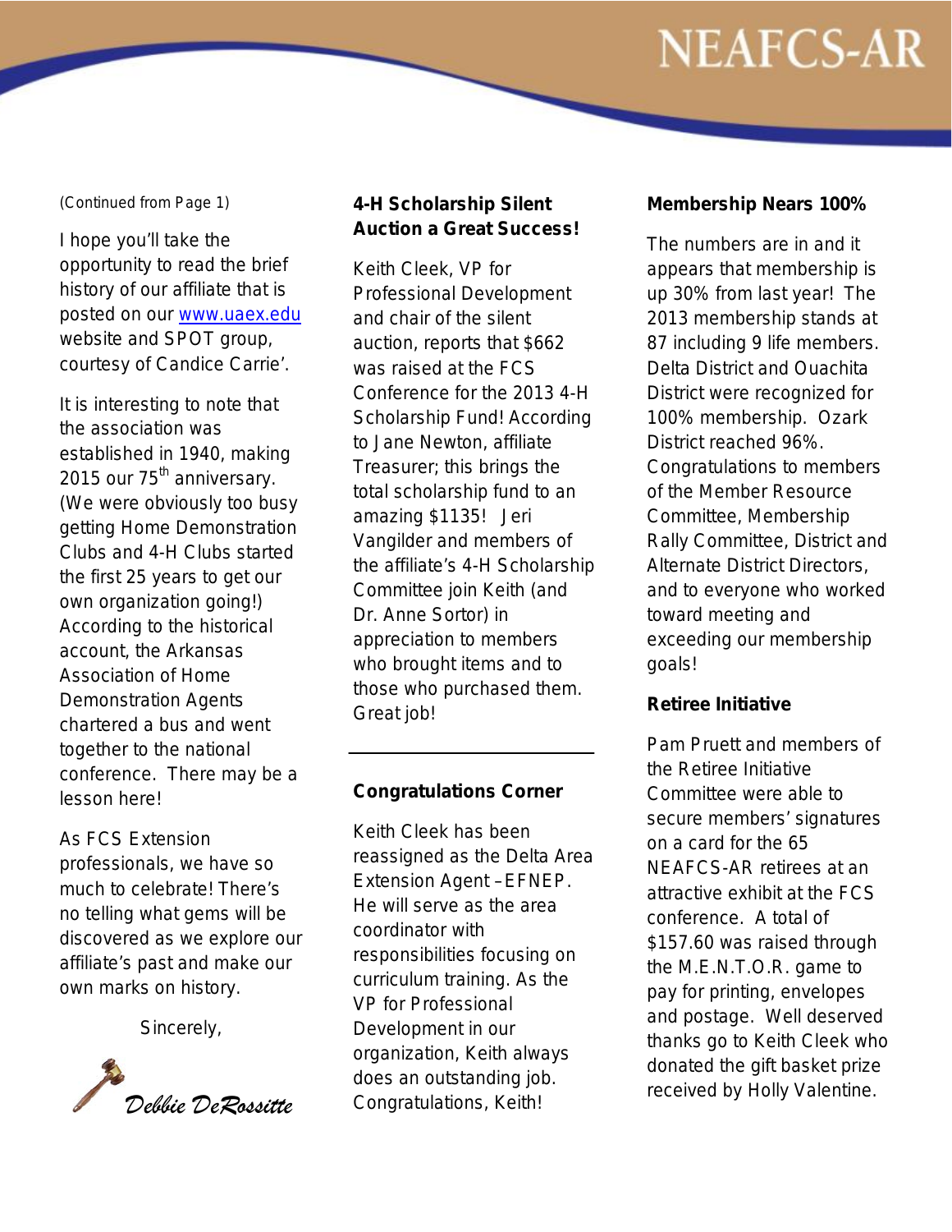(Continued from Page 1)

I hope you'll take the opportunity to read the brief history of our affiliate that is posted on our [www.uaex.edu](http://www.uaex.edu) website and SPOT group, courtesy of Candice Carrie'.

It is interesting to note that the association was established in 1940, making 2015 our 75th anniversary. (We were obviously too busy getting Home Demonstration Clubs and 4-H Clubs started the first 25 years to get our own organization going!) According to the historical account, the Arkansas Association of Home Demonstration Agents chartered a bus and went together to the national conference. There may be a lesson here!

As FCS Extension professionals, we have so much to celebrate! There's no telling what gems will be discovered as we explore our affiliate's past and make our own marks on history.

Sincerely,

*Debbie DeRossitte*

**4-H Scholarship Silent Auction a Great Success!**

Keith Cleek, VP for Professional Development and chair of the silent auction, reports that $662 was raised at the FCS Conference for the 2013 4-H Scholarship Fund! According to Jane Newton, affiliate Treasurer; this brings the total scholarship fund to an amazing $1135! Jeri Vangilder and members of the affiliate's 4-H Scholarship Committee join Keith (and Dr. Anne Sortor) in appreciation to members who brought items and to those who purchased them. Great job!

---

**Congratulations Corner**

Keith Cleek has been reassigned as the Delta Area Extension Agent – EFNEP. He will serve as the area coordinator with responsibilities focusing on curriculum training. As the VP for Professional Development in our organization, Keith always does an outstanding job. Congratulations, Keith!

**Membership Nears 100%**

The numbers are in and it appears that membership is up 30% from last year! The 2013 membership stands at 87 including 9 life members. Delta District and Ouachita District were recognized for 100% membership. Ozark District reached 96%. Congratulations to members of the Member Resource Committee, Membership Rally Committee, District and Alternate District Directors, and to everyone who worked toward meeting and exceeding our membership goals!

**Retiree Initiative**

Pam Pruett and members of the Retiree Initiative Committee were able to secure members' signatures on a card for the 65 NEAFCS-AR retirees at an attractive exhibit at the FCS conference. A total of $157.60 was raised through the M.E.N.T.O.R. game to pay for printing, envelopes and postage. Well deserved thanks go to Keith Cleek who donated the gift basket prize received by Holly Valentine.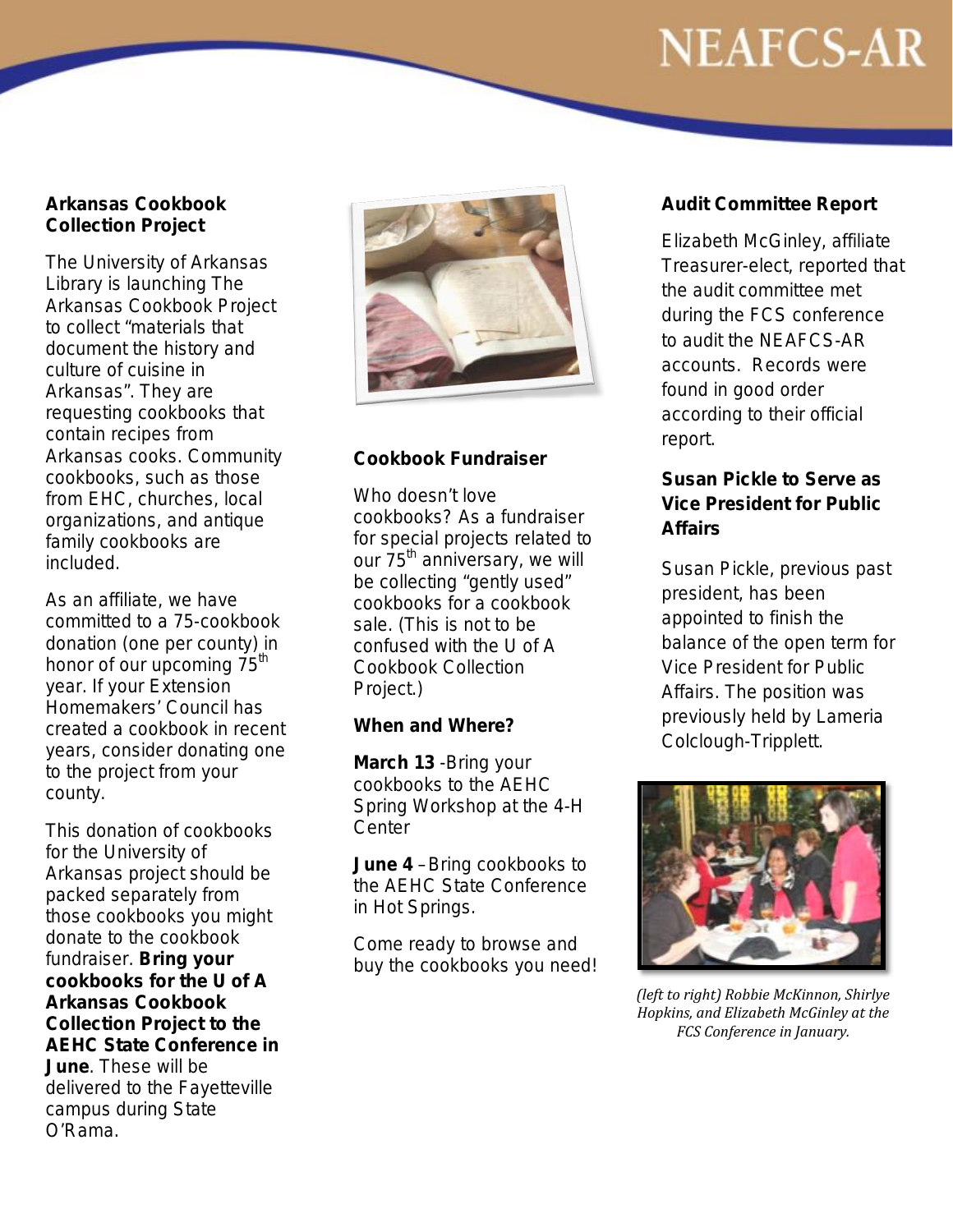## Arkansas Cookbook Collection Project

The University of Arkansas Library is launching The Arkansas Cookbook Project to collect "materials that document the history and culture of cuisine in Arkansas". They are requesting cookbooks that contain recipes from Arkansas cooks. Community cookbooks, such as those from EHC, churches, local organizations, and antique family cookbooks are included.

As an affiliate, we have committed to a 75-cookbook donation (one per county) in honor of our upcoming 75th year. If your Extension Homemakers' Council has created a cookbook in recent years, consider donating one to the project from your county.

This donation of cookbooks for the University of Arkansas project should be packed separately from those cookbooks you might donate to the cookbook fundraiser. **Bring your cookbooks for the U of A Arkansas Cookbook Collection Project to the AEHC State Conference in June**. These will be delivered to the Fayetteville campus during State O'Rama.

## Cookbook Fundraiser

Who doesn't love cookbooks? As a fundraiser for special projects related to our 75th anniversary, we will be collecting "gently used" cookbooks for a cookbook sale. (This is not to be confused with the U of A Cookbook Collection Project.)

### When and Where?

**March 13** -Bring your cookbooks to the AEHC Spring Workshop at the 4-H Center

**June 4** –Bring cookbooks to the AEHC State Conference in Hot Springs.

Come ready to browse and buy the cookbooks you need!

## Audit Committee Report

Elizabeth McGinley, affiliate Treasurer-elect, reported that the audit committee met during the FCS conference to audit the NEAFCS-AR accounts. Records were found in good order according to their official report.

## Susan Pickle to Serve as Vice President for Public Affairs

Susan Pickle, previous past president, has been appointed to finish the balance of the open term for Vice President for Public Affairs. The position was previously held by Lameria Colclough-Tripplett.

*(left to right) Robbie McKinnon, Shirlye Hopkins, and Elizabeth McGinley at the FCS Conference in January.*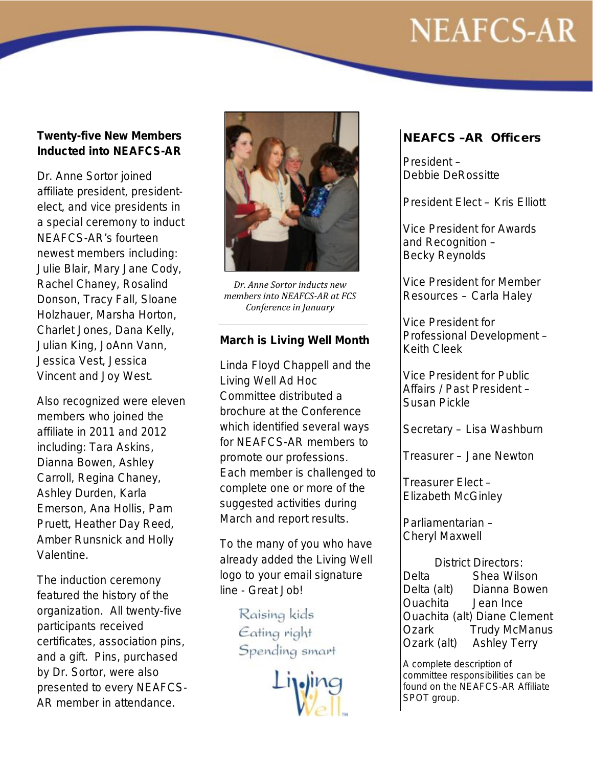# NEAFCS-AR

### Twenty-five New Members Inducted into NEAFCS-AR

Dr. Anne Sortor joined affiliate president, president-elect, and vice presidents in a special ceremony to induct NEAFCS-AR's fourteen newest members including: Julie Blair, Mary Jane Cody, Rachel Chaney, Rosalind Donson, Tracy Fall, Sloane Holzhauer, Marsha Horton, Charlet Jones, Dana Kelly, Julian King, JoAnn Vann, Jessica Vest, Jessica Vincent and Joy West.

Also recognized were eleven members who joined the affiliate in 2011 and 2012 including: Tara Askins, Dianna Bowen, Ashley Carroll, Regina Chaney, Ashley Durden, Karla Emerson, Ana Hollis, Pam Pruett, Heather Day Reed, Amber Runsnick and Holly Valentine.

The induction ceremony featured the history of the organization. All twenty-five participants received certificates, association pins, and a gift. Pins, purchased by Dr. Sortor, were also presented to every NEAFCS-AR member in attendance.

*Dr. Anne Sortor inducts new members into NEAFCS-AR at FCS Conference in January*

### March is Living Well Month

Linda Floyd Chappell and the Living Well Ad Hoc Committee distributed a brochure at the Conference which identified several ways for NEAFCS-AR members to promote our professions. Each member is challenged to complete one or more of the suggested activities during March and report results.

To the many of you who have already added the Living Well logo to your email signature line - Great Job!

Raising kids
Eating right
Spending smart

Living Well

### NEAFCS –AR Officers

President – Debbie DeRossitte

President Elect – Kris Elliott

Vice President for Awards and Recognition – Becky Reynolds

Vice President for Member Resources – Carla Haley

Vice President for Professional Development – Keith Cleek

Vice President for Public Affairs / Past President – Susan Pickle

Secretary – Lisa Washburn

Treasurer – Jane Newton

Treasurer Elect – Elizabeth McGinley

Parliamentarian – Cheryl Maxwell

District Directors:

| | |
|---|---|
| Delta | Shea Wilson |
| Delta (alt) | Dianna Bowen |
| Ouachita | Jean Ince |
| Ouachita (alt) | Diane Clement |
| Ozark | Trudy McManus |
| Ozark (alt) | Ashley Terry |

A complete description of committee responsibilities can be found on the NEAFCS-AR Affiliate SPOT group.